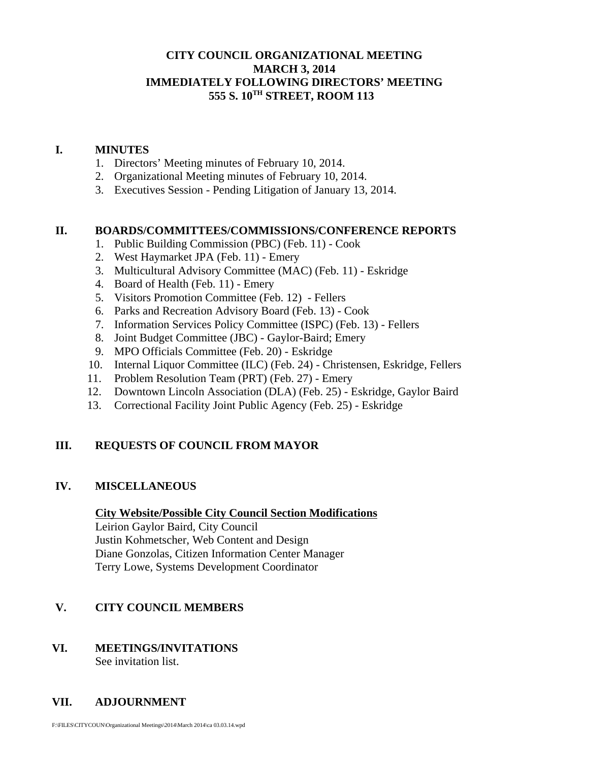# CITY COUNCIL ORGANIZATIONAL MEETING
## MARCH 3, 2014
## IMMEDIATELY FOLLOWING DIRECTORS' MEETING
## 555 S. 10TH STREET, ROOM 113

## I. MINUTES

1. Directors' Meeting minutes of February 10, 2014.
2. Organizational Meeting minutes of February 10, 2014.
3. Executives Session - Pending Litigation of January 13, 2014.

## II. BOARDS/COMMITTEES/COMMISSIONS/CONFERENCE REPORTS

1. Public Building Commission (PBC) (Feb. 11) - Cook
2. West Haymarket JPA (Feb. 11) - Emery
3. Multicultural Advisory Committee (MAC) (Feb. 11) - Eskridge
4. Board of Health (Feb. 11) - Emery
5. Visitors Promotion Committee (Feb. 12) - Fellers
6. Parks and Recreation Advisory Board (Feb. 13) - Cook
7. Information Services Policy Committee (ISPC) (Feb. 13) - Fellers
8. Joint Budget Committee (JBC) - Gaylor-Baird; Emery
9. MPO Officials Committee (Feb. 20) - Eskridge
10. Internal Liquor Committee (ILC) (Feb. 24) - Christensen, Eskridge, Fellers
11. Problem Resolution Team (PRT) (Feb. 27) - Emery
12. Downtown Lincoln Association (DLA) (Feb. 25) - Eskridge, Gaylor Baird
13. Correctional Facility Joint Public Agency (Feb. 25) - Eskridge

## III. REQUESTS OF COUNCIL FROM MAYOR

## IV. MISCELLANEOUS

**City Website/Possible City Council Section Modifications**

Leirion Gaylor Baird, City Council
Justin Kohmetscher, Web Content and Design
Diane Gonzolas, Citizen Information Center Manager
Terry Lowe, Systems Development Coordinator

## V. CITY COUNCIL MEMBERS

## VI. MEETINGS/INVITATIONS

See invitation list.

## VII. ADJOURNMENT

F:\FILES\CITYCOUN\Organizational Meetings\2014\March 2014\ca 03.03.14.wpd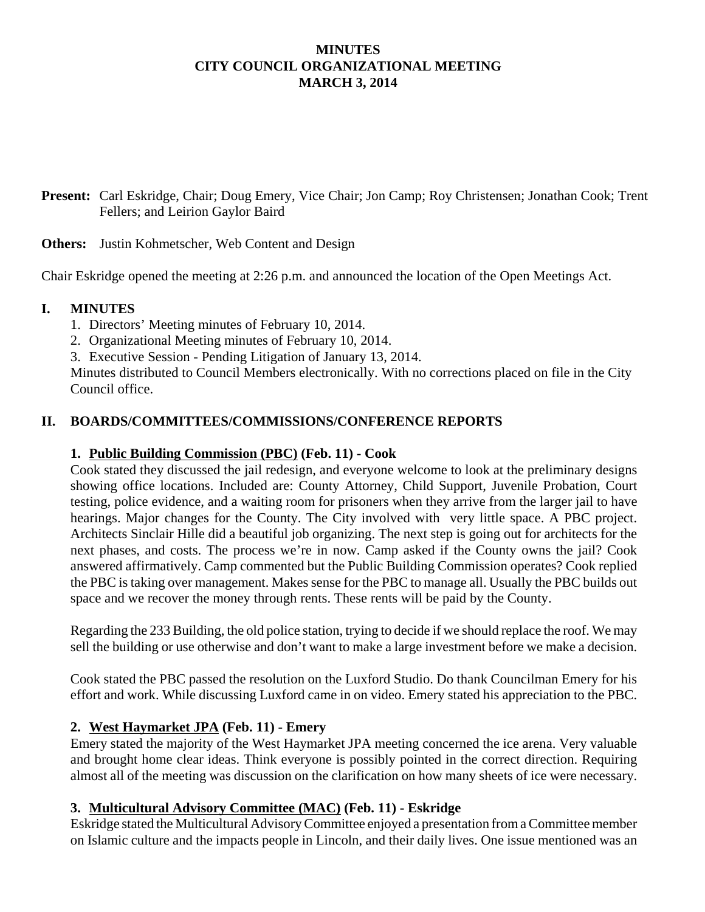# MINUTES
# CITY COUNCIL ORGANIZATIONAL MEETING
# MARCH 3, 2014

**Present:** Carl Eskridge, Chair; Doug Emery, Vice Chair; Jon Camp; Roy Christensen; Jonathan Cook; Trent Fellers; and Leirion Gaylor Baird

**Others:** Justin Kohmetscher, Web Content and Design

Chair Eskridge opened the meeting at 2:26 p.m. and announced the location of the Open Meetings Act.

## I. MINUTES

1. Directors' Meeting minutes of February 10, 2014.
2. Organizational Meeting minutes of February 10, 2014.
3. Executive Session - Pending Litigation of January 13, 2014.

Minutes distributed to Council Members electronically. With no corrections placed on file in the City Council office.

## II. BOARDS/COMMITTEES/COMMISSIONS/CONFERENCE REPORTS

### 1. Public Building Commission (PBC) (Feb. 11) - Cook

Cook stated they discussed the jail redesign, and everyone welcome to look at the preliminary designs showing office locations. Included are: County Attorney, Child Support, Juvenile Probation, Court testing, police evidence, and a waiting room for prisoners when they arrive from the larger jail to have hearings. Major changes for the County. The City involved with very little space. A PBC project. Architects Sinclair Hille did a beautiful job organizing. The next step is going out for architects for the next phases, and costs. The process we're in now. Camp asked if the County owns the jail? Cook answered affirmatively. Camp commented but the Public Building Commission operates? Cook replied the PBC is taking over management. Makes sense for the PBC to manage all. Usually the PBC builds out space and we recover the money through rents. These rents will be paid by the County.

Regarding the 233 Building, the old police station, trying to decide if we should replace the roof. We may sell the building or use otherwise and don't want to make a large investment before we make a decision.

Cook stated the PBC passed the resolution on the Luxford Studio. Do thank Councilman Emery for his effort and work. While discussing Luxford came in on video. Emery stated his appreciation to the PBC.

### 2. West Haymarket JPA (Feb. 11) - Emery

Emery stated the majority of the West Haymarket JPA meeting concerned the ice arena. Very valuable and brought home clear ideas. Think everyone is possibly pointed in the correct direction. Requiring almost all of the meeting was discussion on the clarification on how many sheets of ice were necessary.

### 3. Multicultural Advisory Committee (MAC) (Feb. 11) - Eskridge

Eskridge stated the Multicultural Advisory Committee enjoyed a presentation from a Committee member on Islamic culture and the impacts people in Lincoln, and their daily lives. One issue mentioned was an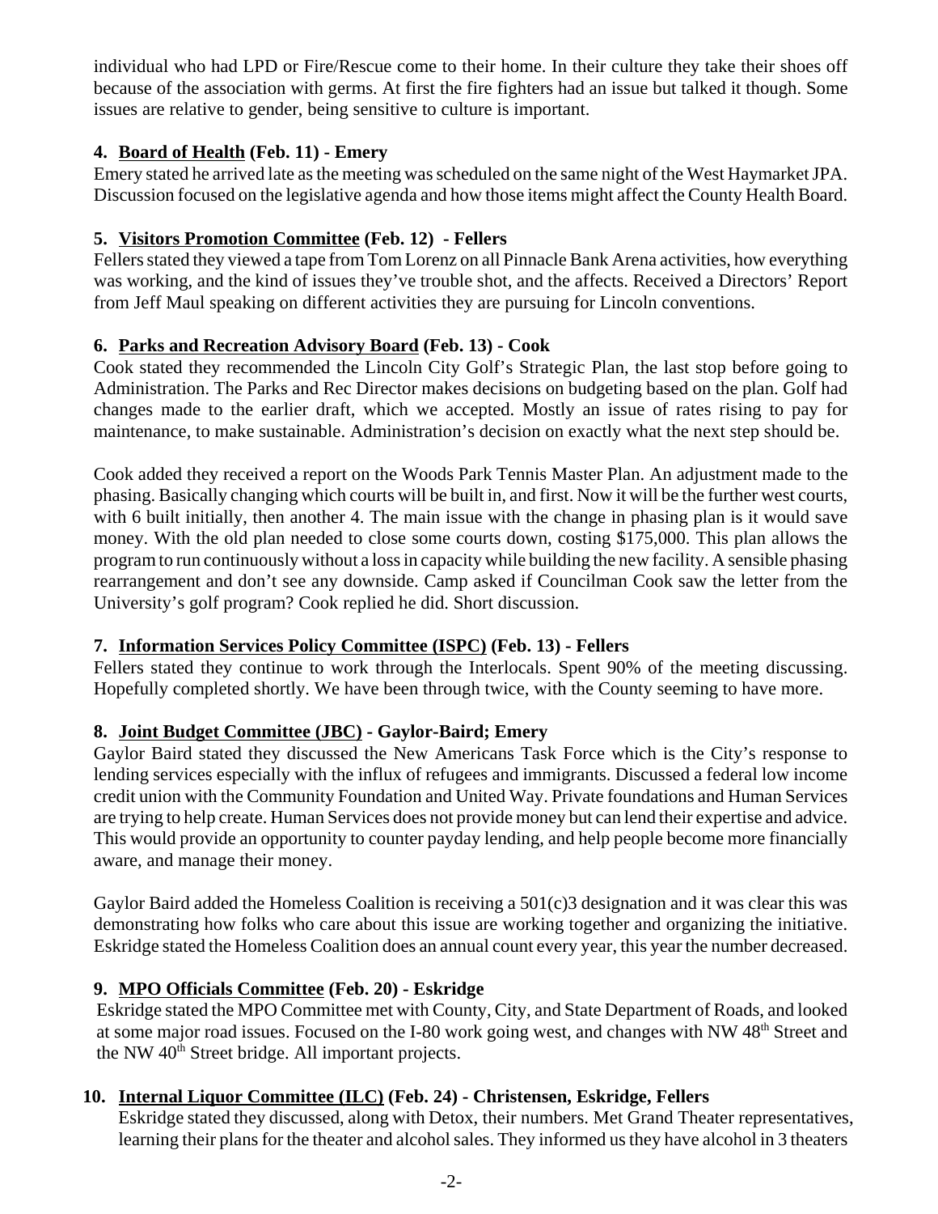individual who had LPD or Fire/Rescue come to their home. In their culture they take their shoes off because of the association with germs. At first the fire fighters had an issue but talked it though. Some issues are relative to gender, being sensitive to culture is important.

**4. <u>Board of Health</u> (Feb. 11) - Emery**

Emery stated he arrived late as the meeting was scheduled on the same night of the West Haymarket JPA. Discussion focused on the legislative agenda and how those items might affect the County Health Board.

**5. <u>Visitors Promotion Committee</u> (Feb. 12) - Fellers**

Fellers stated they viewed a tape from Tom Lorenz on all Pinnacle Bank Arena activities, how everything was working, and the kind of issues they've trouble shot, and the affects. Received a Directors' Report from Jeff Maul speaking on different activities they are pursuing for Lincoln conventions.

**6. <u>Parks and Recreation Advisory Board</u> (Feb. 13) - Cook**

Cook stated they recommended the Lincoln City Golf's Strategic Plan, the last stop before going to Administration. The Parks and Rec Director makes decisions on budgeting based on the plan. Golf had changes made to the earlier draft, which we accepted. Mostly an issue of rates rising to pay for maintenance, to make sustainable. Administration's decision on exactly what the next step should be.

Cook added they received a report on the Woods Park Tennis Master Plan. An adjustment made to the phasing. Basically changing which courts will be built in, and first. Now it will be the further west courts, with 6 built initially, then another 4. The main issue with the change in phasing plan is it would save money. With the old plan needed to close some courts down, costing $175,000. This plan allows the program to run continuously without a loss in capacity while building the new facility. A sensible phasing rearrangement and don't see any downside. Camp asked if Councilman Cook saw the letter from the University's golf program? Cook replied he did. Short discussion.

**7. <u>Information Services Policy Committee (ISPC)</u> (Feb. 13) - Fellers**

Fellers stated they continue to work through the Interlocals. Spent 90% of the meeting discussing. Hopefully completed shortly. We have been through twice, with the County seeming to have more.

**8. <u>Joint Budget Committee (JBC)</u> - Gaylor-Baird; Emery**

Gaylor Baird stated they discussed the New Americans Task Force which is the City's response to lending services especially with the influx of refugees and immigrants. Discussed a federal low income credit union with the Community Foundation and United Way. Private foundations and Human Services are trying to help create. Human Services does not provide money but can lend their expertise and advice. This would provide an opportunity to counter payday lending, and help people become more financially aware, and manage their money.

Gaylor Baird added the Homeless Coalition is receiving a 501(c)3 designation and it was clear this was demonstrating how folks who care about this issue are working together and organizing the initiative. Eskridge stated the Homeless Coalition does an annual count every year, this year the number decreased.

**9. <u>MPO Officials Committee</u> (Feb. 20) - Eskridge**

Eskridge stated the MPO Committee met with County, City, and State Department of Roads, and looked at some major road issues. Focused on the I-80 work going west, and changes with NW 48th Street and the NW 40th Street bridge. All important projects.

**10. <u>Internal Liquor Committee (ILC)</u> (Feb. 24) - Christensen, Eskridge, Fellers**

Eskridge stated they discussed, along with Detox, their numbers. Met Grand Theater representatives, learning their plans for the theater and alcohol sales. They informed us they have alcohol in 3 theaters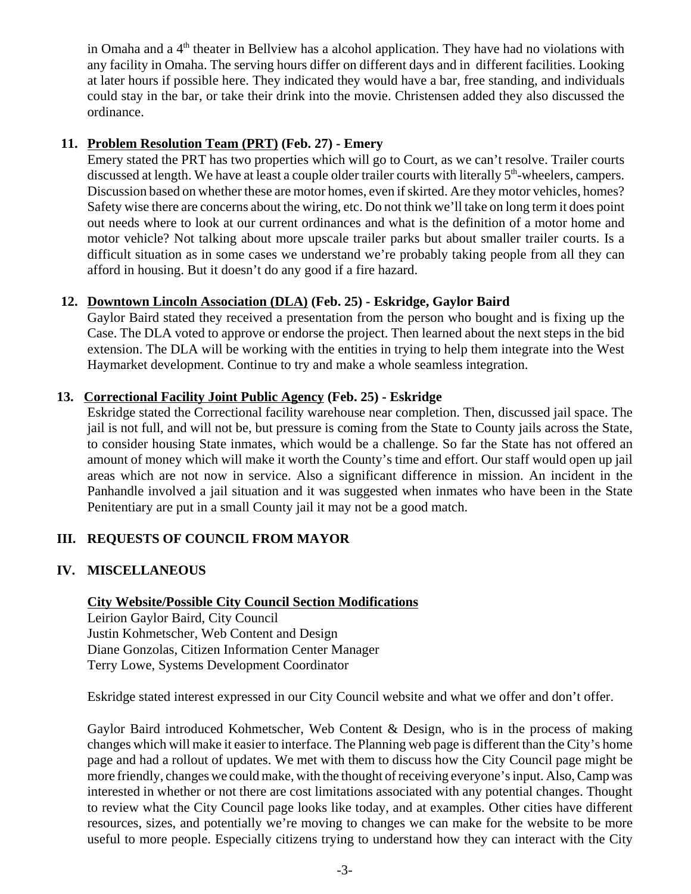in Omaha and a 4th theater in Bellview has a alcohol application. They have had no violations with any facility in Omaha. The serving hours differ on different days and in different facilities. Looking at later hours if possible here. They indicated they would have a bar, free standing, and individuals could stay in the bar, or take their drink into the movie. Christensen added they also discussed the ordinance.

**11. Problem Resolution Team (PRT) (Feb. 27) - Emery**

Emery stated the PRT has two properties which will go to Court, as we can't resolve. Trailer courts discussed at length. We have at least a couple older trailer courts with literally 5th-wheelers, campers. Discussion based on whether these are motor homes, even if skirted. Are they motor vehicles, homes? Safety wise there are concerns about the wiring, etc. Do not think we'll take on long term it does point out needs where to look at our current ordinances and what is the definition of a motor home and motor vehicle? Not talking about more upscale trailer parks but about smaller trailer courts. Is a difficult situation as in some cases we understand we're probably taking people from all they can afford in housing. But it doesn't do any good if a fire hazard.

**12. Downtown Lincoln Association (DLA) (Feb. 25) - Eskridge, Gaylor Baird**

Gaylor Baird stated they received a presentation from the person who bought and is fixing up the Case. The DLA voted to approve or endorse the project. Then learned about the next steps in the bid extension. The DLA will be working with the entities in trying to help them integrate into the West Haymarket development. Continue to try and make a whole seamless integration.

**13. Correctional Facility Joint Public Agency (Feb. 25) - Eskridge**

Eskridge stated the Correctional facility warehouse near completion. Then, discussed jail space. The jail is not full, and will not be, but pressure is coming from the State to County jails across the State, to consider housing State inmates, which would be a challenge. So far the State has not offered an amount of money which will make it worth the County's time and effort. Our staff would open up jail areas which are not now in service. Also a significant difference in mission. An incident in the Panhandle involved a jail situation and it was suggested when inmates who have been in the State Penitentiary are put in a small County jail it may not be a good match.

## III. REQUESTS OF COUNCIL FROM MAYOR

## IV. MISCELLANEOUS

**City Website/Possible City Council Section Modifications**

Leirion Gaylor Baird, City Council
Justin Kohmetscher, Web Content and Design
Diane Gonzolas, Citizen Information Center Manager
Terry Lowe, Systems Development Coordinator

Eskridge stated interest expressed in our City Council website and what we offer and don't offer.

Gaylor Baird introduced Kohmetscher, Web Content & Design, who is in the process of making changes which will make it easier to interface. The Planning web page is different than the City's home page and had a rollout of updates. We met with them to discuss how the City Council page might be more friendly, changes we could make, with the thought of receiving everyone's input. Also, Camp was interested in whether or not there are cost limitations associated with any potential changes. Thought to review what the City Council page looks like today, and at examples. Other cities have different resources, sizes, and potentially we're moving to changes we can make for the website to be more useful to more people. Especially citizens trying to understand how they can interact with the City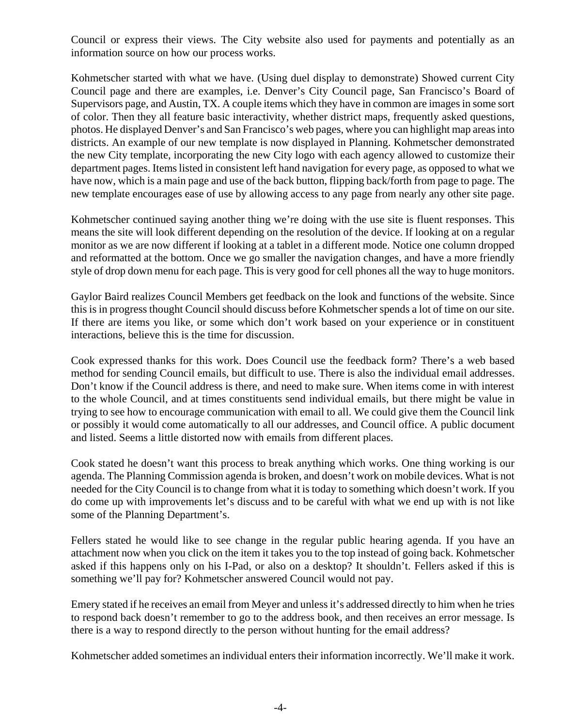Council or express their views. The City website also used for payments and potentially as an information source on how our process works.

Kohmetscher started with what we have. (Using duel display to demonstrate) Showed current City Council page and there are examples, i.e. Denver's City Council page, San Francisco's Board of Supervisors page, and Austin, TX. A couple items which they have in common are images in some sort of color. Then they all feature basic interactivity, whether district maps, frequently asked questions, photos. He displayed Denver's and San Francisco's web pages, where you can highlight map areas into districts. An example of our new template is now displayed in Planning. Kohmetscher demonstrated the new City template, incorporating the new City logo with each agency allowed to customize their department pages. Items listed in consistent left hand navigation for every page, as opposed to what we have now, which is a main page and use of the back button, flipping back/forth from page to page. The new template encourages ease of use by allowing access to any page from nearly any other site page.

Kohmetscher continued saying another thing we're doing with the use site is fluent responses. This means the site will look different depending on the resolution of the device. If looking at on a regular monitor as we are now different if looking at a tablet in a different mode. Notice one column dropped and reformatted at the bottom. Once we go smaller the navigation changes, and have a more friendly style of drop down menu for each page. This is very good for cell phones all the way to huge monitors.

Gaylor Baird realizes Council Members get feedback on the look and functions of the website. Since this is in progress thought Council should discuss before Kohmetscher spends a lot of time on our site. If there are items you like, or some which don't work based on your experience or in constituent interactions, believe this is the time for discussion.

Cook expressed thanks for this work. Does Council use the feedback form? There's a web based method for sending Council emails, but difficult to use. There is also the individual email addresses. Don't know if the Council address is there, and need to make sure. When items come in with interest to the whole Council, and at times constituents send individual emails, but there might be value in trying to see how to encourage communication with email to all. We could give them the Council link or possibly it would come automatically to all our addresses, and Council office. A public document and listed. Seems a little distorted now with emails from different places.

Cook stated he doesn't want this process to break anything which works. One thing working is our agenda. The Planning Commission agenda is broken, and doesn't work on mobile devices. What is not needed for the City Council is to change from what it is today to something which doesn't work. If you do come up with improvements let's discuss and to be careful with what we end up with is not like some of the Planning Department's.

Fellers stated he would like to see change in the regular public hearing agenda. If you have an attachment now when you click on the item it takes you to the top instead of going back. Kohmetscher asked if this happens only on his I-Pad, or also on a desktop? It shouldn't. Fellers asked if this is something we'll pay for? Kohmetscher answered Council would not pay.

Emery stated if he receives an email from Meyer and unless it's addressed directly to him when he tries to respond back doesn't remember to go to the address book, and then receives an error message. Is there is a way to respond directly to the person without hunting for the email address?

Kohmetscher added sometimes an individual enters their information incorrectly. We'll make it work.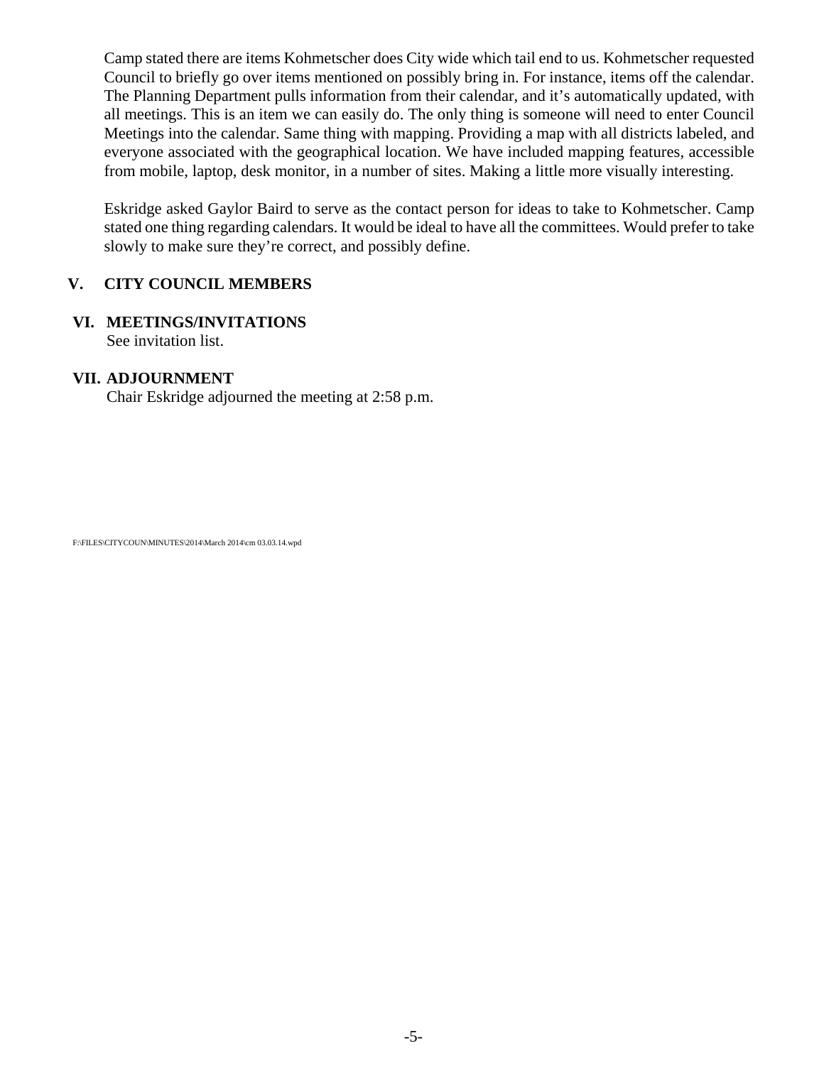Camp stated there are items Kohmetscher does City wide which tail end to us. Kohmetscher requested Council to briefly go over items mentioned on possibly bring in. For instance, items off the calendar. The Planning Department pulls information from their calendar, and it's automatically updated, with all meetings. This is an item we can easily do. The only thing is someone will need to enter Council Meetings into the calendar. Same thing with mapping. Providing a map with all districts labeled, and everyone associated with the geographical location. We have included mapping features, accessible from mobile, laptop, desk monitor, in a number of sites. Making a little more visually interesting.

Eskridge asked Gaylor Baird to serve as the contact person for ideas to take to Kohmetscher. Camp stated one thing regarding calendars. It would be ideal to have all the committees. Would prefer to take slowly to make sure they're correct, and possibly define.

## V. CITY COUNCIL MEMBERS

## VI. MEETINGS/INVITATIONS

See invitation list.

## VII. ADJOURNMENT

Chair Eskridge adjourned the meeting at 2:58 p.m.

F:\FILES\CITYCOUN\MINUTES\2014\March 2014\cm 03.03.14.wpd